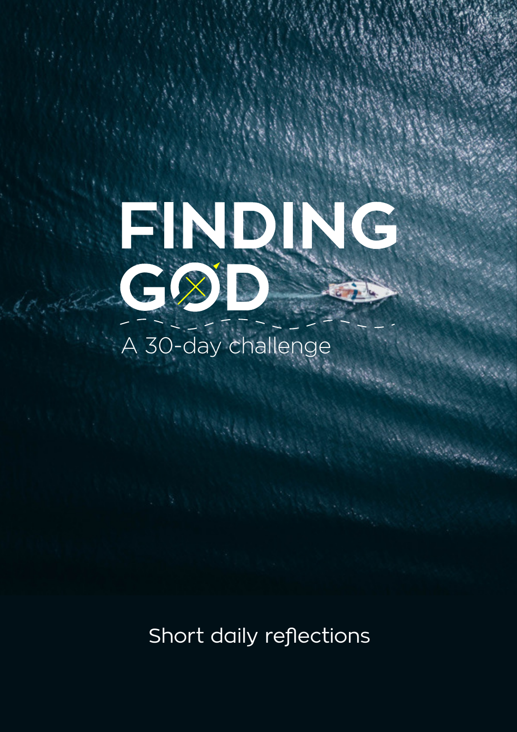# FINDING GOD

A 30-day challenge

Short daily reflections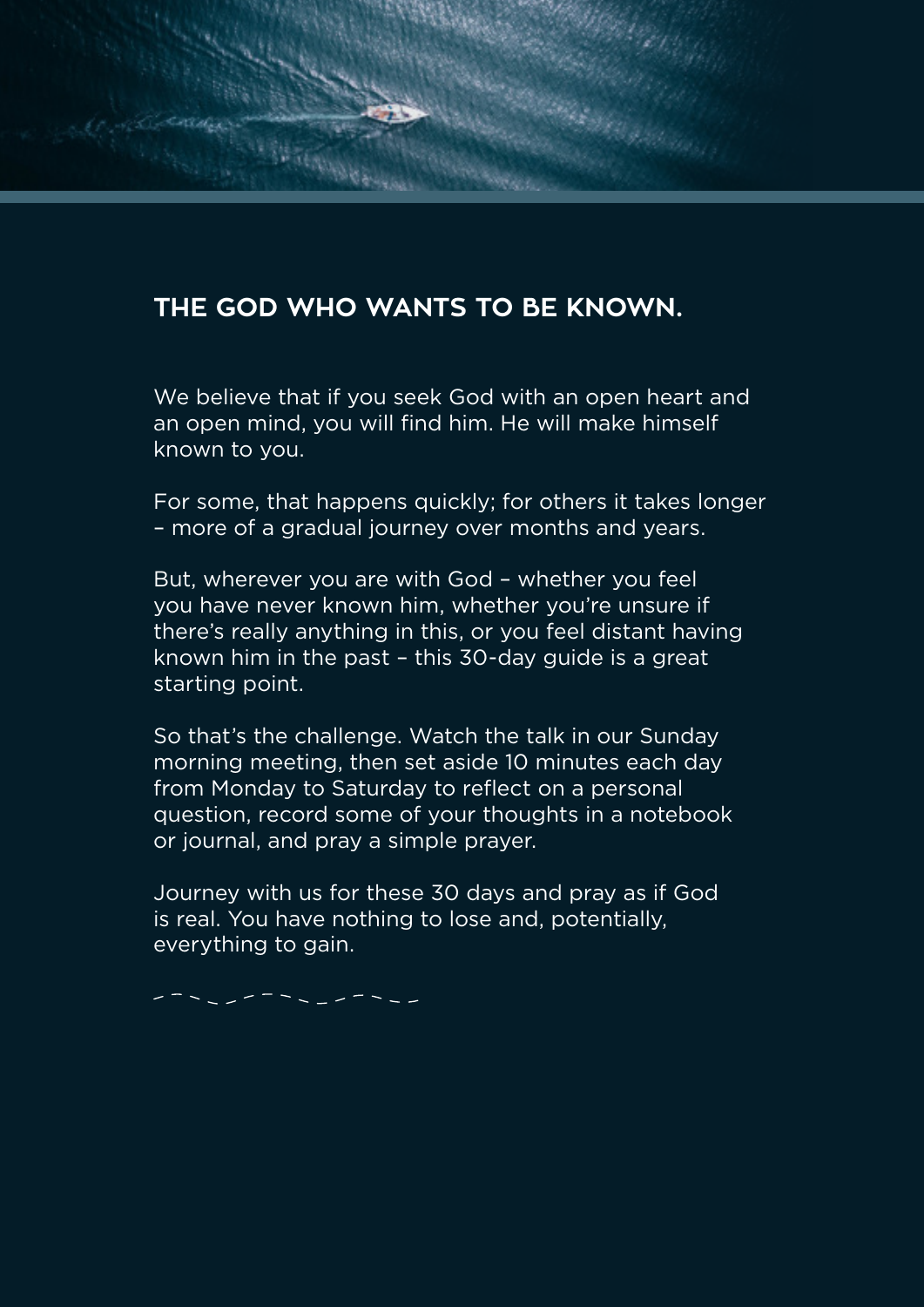## THE GOD WHO WANTS TO BE KNOWN.

We believe that if you seek God with an open heart and an open mind, you will find him. He will make himself known to you.

For some, that happens quickly; for others it takes longer – more of a gradual journey over months and years.

But, wherever you are with God – whether you feel you have never known him, whether you're unsure if there's really anything in this, or you feel distant having known him in the past – this 30-day guide is a great starting point.

So that's the challenge. Watch the talk in our Sunday morning meeting, then set aside 10 minutes each day from Monday to Saturday to reflect on a personal question, record some of your thoughts in a notebook or journal, and pray a simple prayer.

Journey with us for these 30 days and pray as if God is real. You have nothing to lose and, potentially, everything to gain.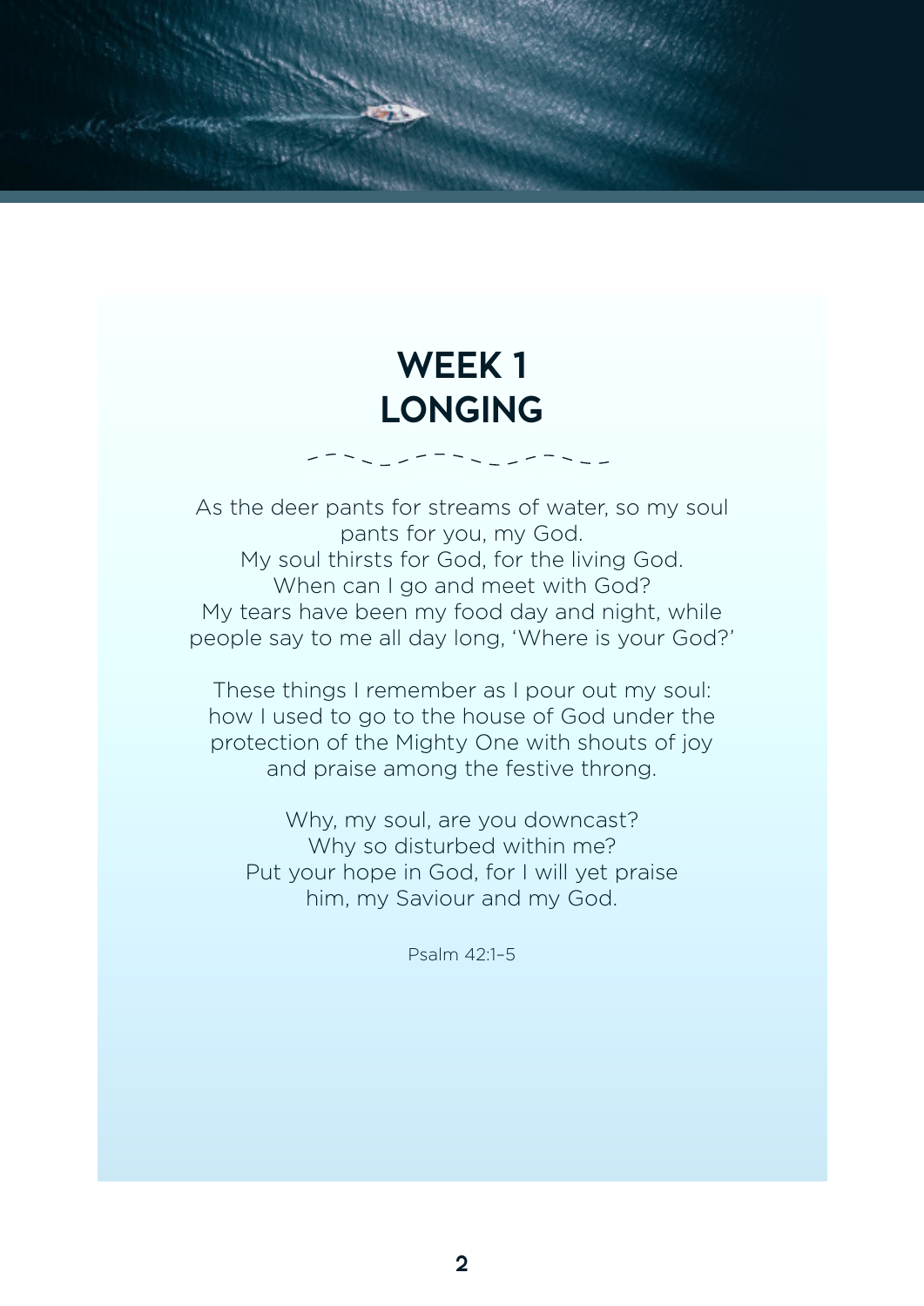# WEEK 1
# LONGING

As the deer pants for streams of water, so my soul pants for you, my God.
My soul thirsts for God, for the living God.
When can I go and meet with God?
My tears have been my food day and night, while people say to me all day long, 'Where is your God?'

These things I remember as I pour out my soul: how I used to go to the house of God under the protection of the Mighty One with shouts of joy and praise among the festive throng.

Why, my soul, are you downcast?
Why so disturbed within me?
Put your hope in God, for I will yet praise him, my Saviour and my God.

Psalm 42:1–5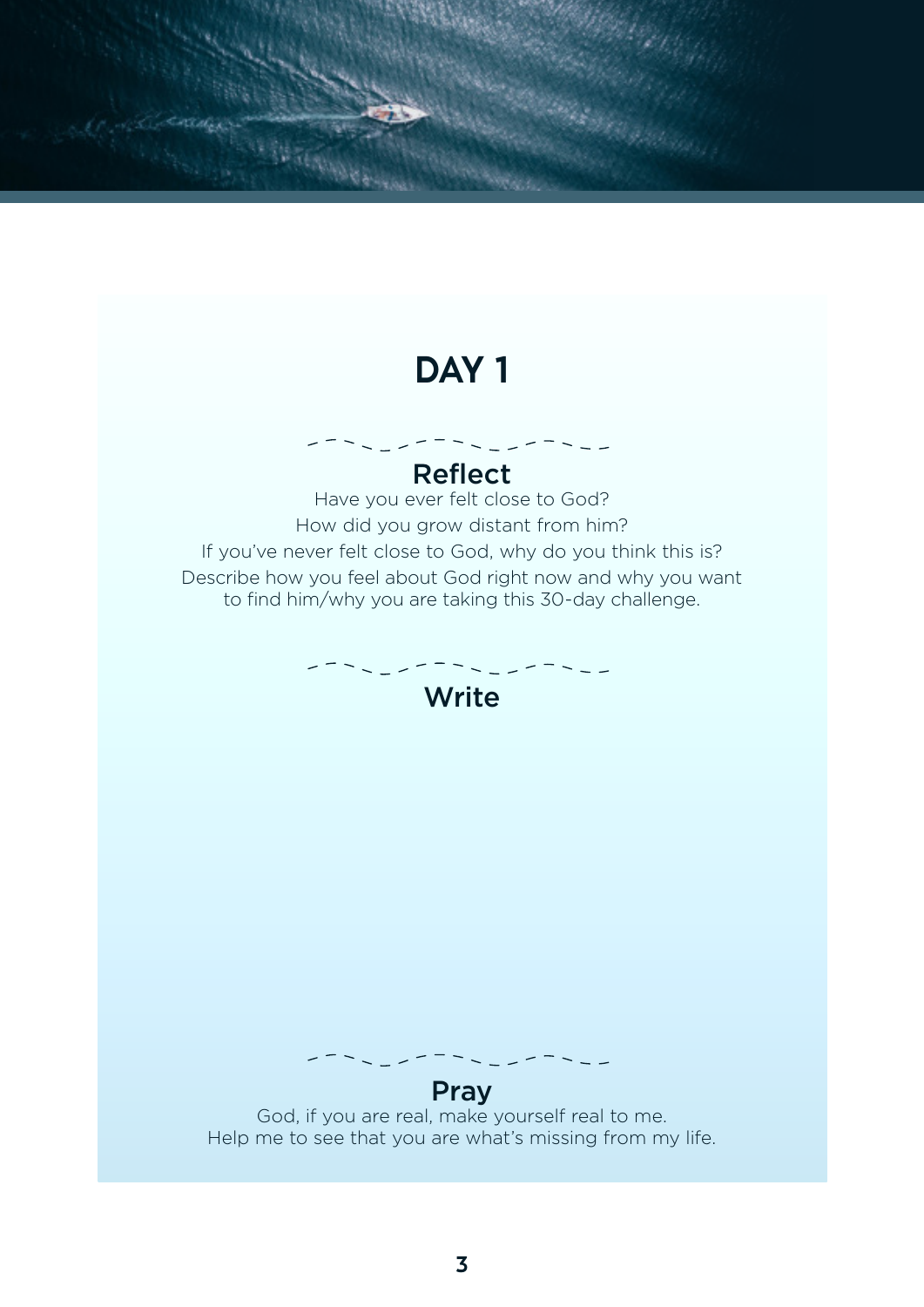# DAY 1

## Reflect

Have you ever felt close to God?
How did you grow distant from him?
If you've never felt close to God, why do you think this is?
Describe how you feel about God right now and why you want to find him/why you are taking this 30-day challenge.

## Write

## Pray

God, if you are real, make yourself real to me.
Help me to see that you are what's missing from my life.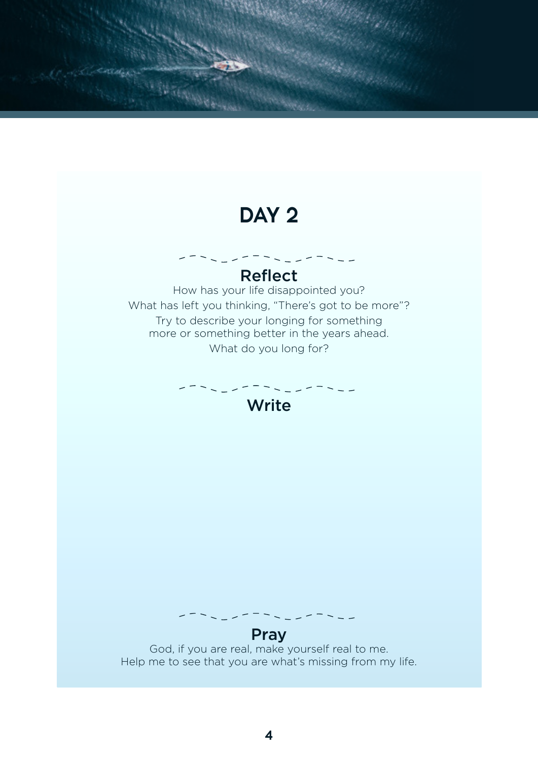# DAY 2

## Reflect

How has your life disappointed you?
What has left you thinking, "There's got to be more"?
Try to describe your longing for something more or something better in the years ahead.
What do you long for?

## Write

## Pray

God, if you are real, make yourself real to me.
Help me to see that you are what's missing from my life.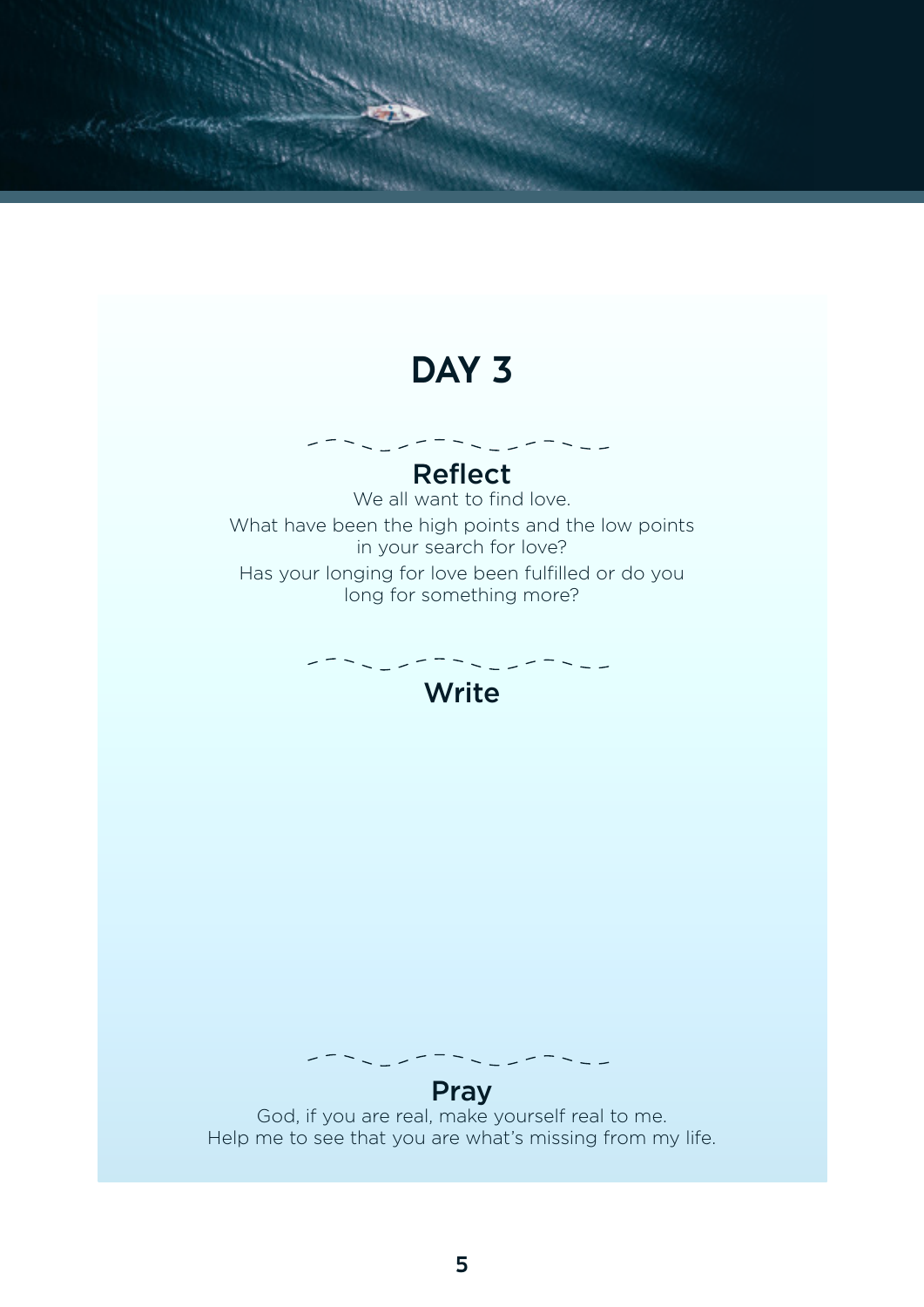# DAY 3

## Reflect

We all want to find love.

What have been the high points and the low points in your search for love?

Has your longing for love been fulfilled or do you long for something more?

## Write

## Pray

God, if you are real, make yourself real to me.
Help me to see that you are what's missing from my life.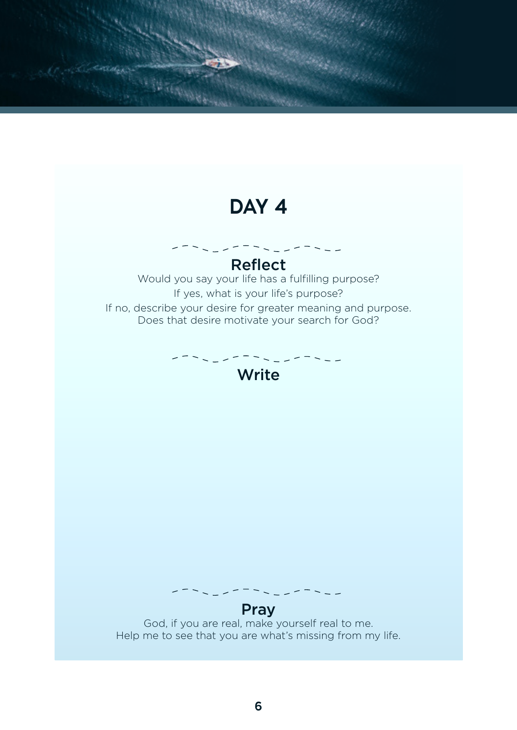# DAY 4

## Reflect

Would you say your life has a fulfilling purpose?

If yes, what is your life's purpose?

If no, describe your desire for greater meaning and purpose.
Does that desire motivate your search for God?

## Write

## Pray

God, if you are real, make yourself real to me.
Help me to see that you are what's missing from my life.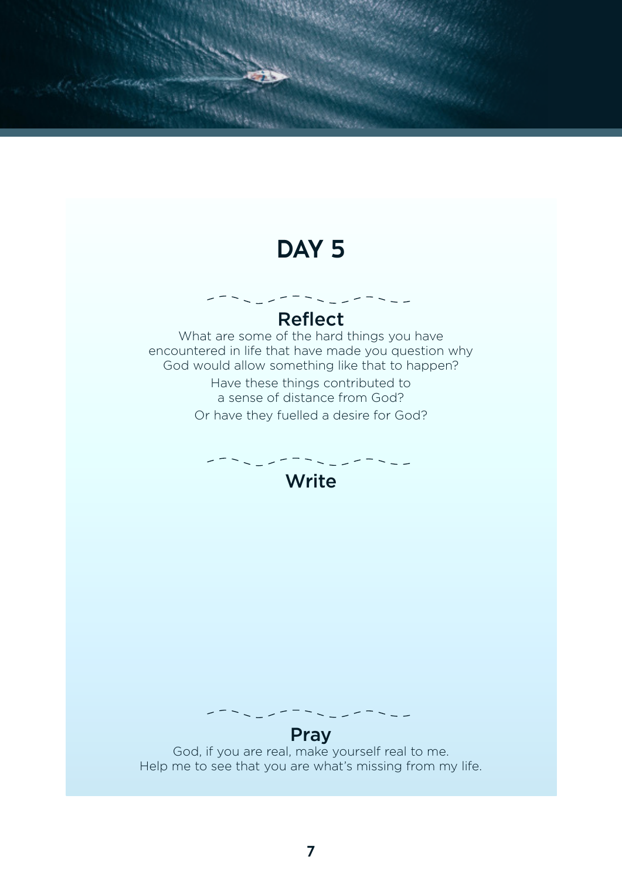# DAY 5

## Reflect

What are some of the hard things you have encountered in life that have made you question why God would allow something like that to happen?

Have these things contributed to a sense of distance from God?

Or have they fuelled a desire for God?

## Write

## Pray

God, if you are real, make yourself real to me.
Help me to see that you are what's missing from my life.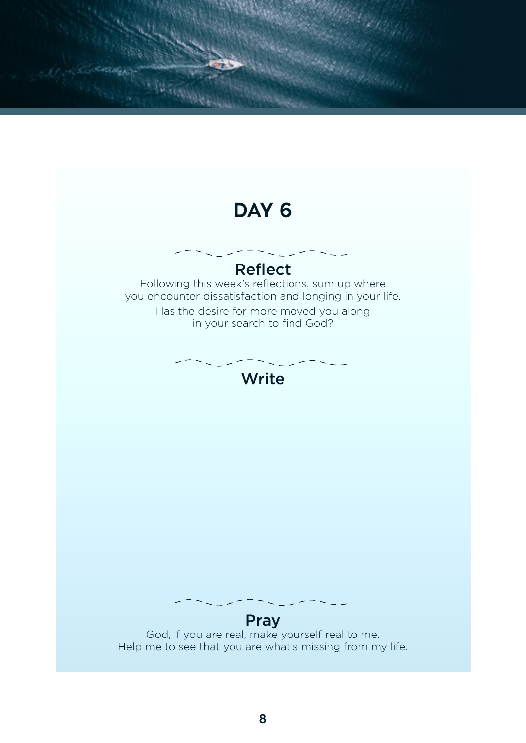# DAY 6

## Reflect

Following this week's reflections, sum up where you encounter dissatisfaction and longing in your life.

Has the desire for more moved you along in your search to find God?

## Write

## Pray

God, if you are real, make yourself real to me.
Help me to see that you are what's missing from my life.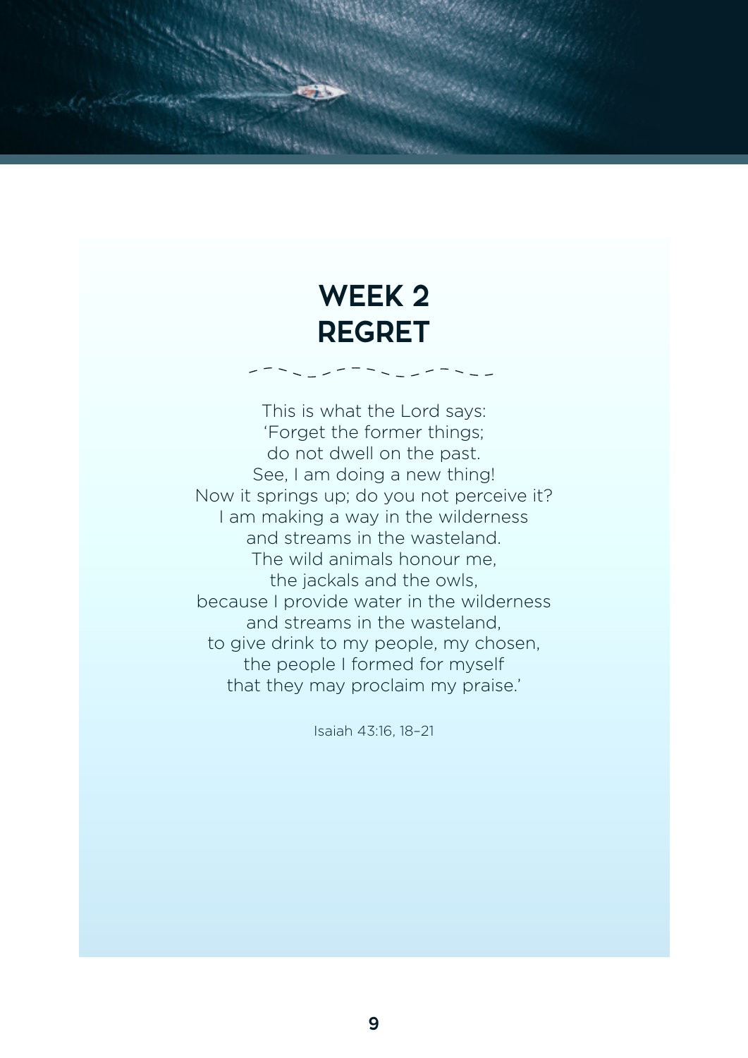# WEEK 2
# REGRET

This is what the Lord says:
'Forget the former things;
do not dwell on the past.
See, I am doing a new thing!
Now it springs up; do you not perceive it?
I am making a way in the wilderness
and streams in the wasteland.
The wild animals honour me,
the jackals and the owls,
because I provide water in the wilderness
and streams in the wasteland,
to give drink to my people, my chosen,
the people I formed for myself
that they may proclaim my praise.'

Isaiah 43:16, 18–21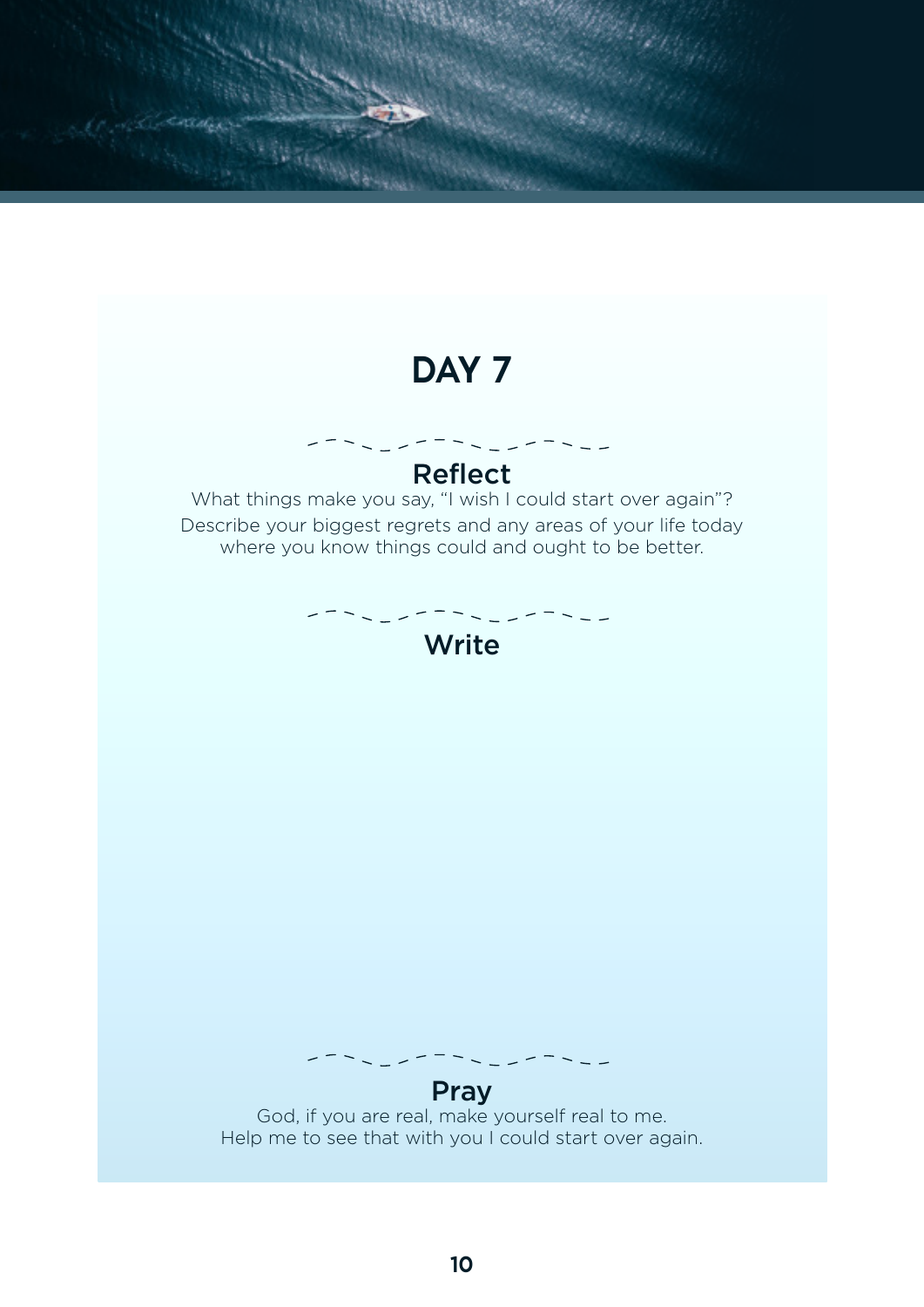# DAY 7

## Reflect

What things make you say, “I wish I could start over again”?
Describe your biggest regrets and any areas of your life today where you know things could and ought to be better.

## Write

## Pray

God, if you are real, make yourself real to me.
Help me to see that with you I could start over again.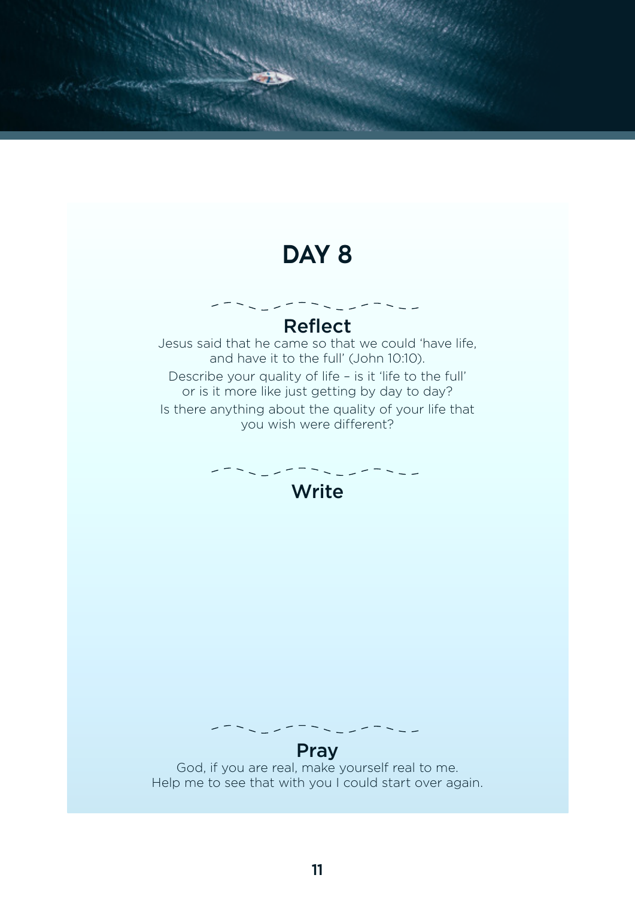# DAY 8

## Reflect

Jesus said that he came so that we could 'have life, and have it to the full' (John 10:10).

Describe your quality of life – is it 'life to the full' or is it more like just getting by day to day?

Is there anything about the quality of your life that you wish were different?

## Write

## Pray

God, if you are real, make yourself real to me.
Help me to see that with you I could start over again.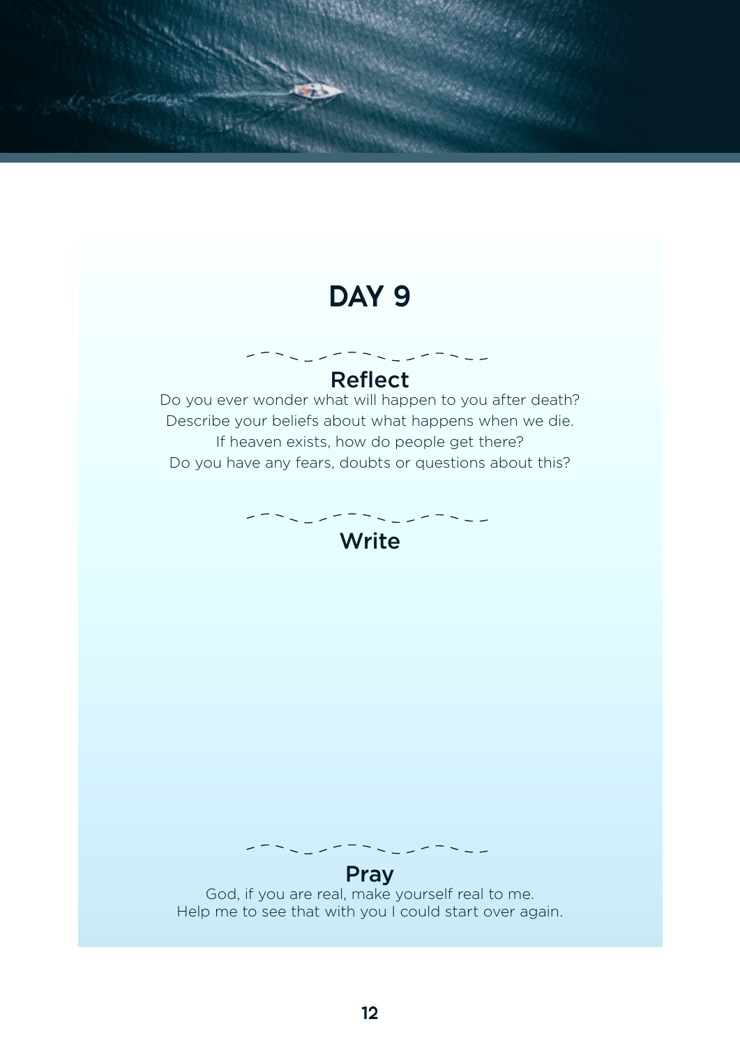# DAY 9

## Reflect

Do you ever wonder what will happen to you after death?
Describe your beliefs about what happens when we die.
If heaven exists, how do people get there?
Do you have any fears, doubts or questions about this?

## Write

## Pray

God, if you are real, make yourself real to me.
Help me to see that with you I could start over again.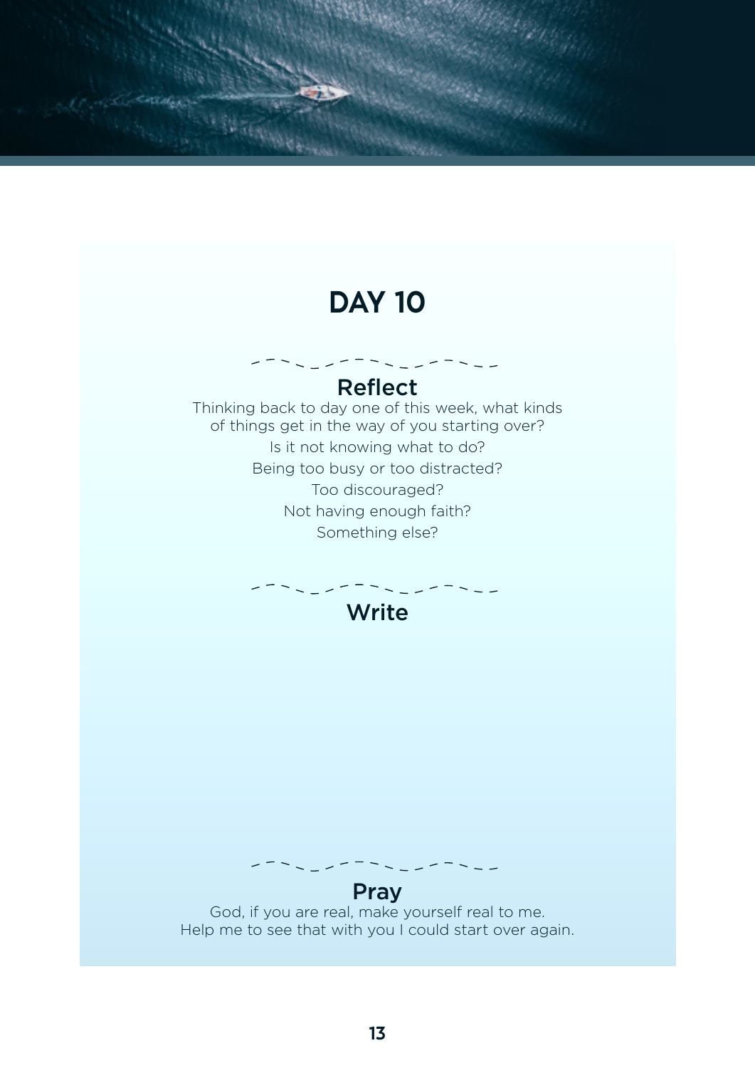# DAY 10

## Reflect

Thinking back to day one of this week, what kinds of things get in the way of you starting over?

Is it not knowing what to do?

Being too busy or too distracted?

Too discouraged?

Not having enough faith?

Something else?

## Write

## Pray

God, if you are real, make yourself real to me.
Help me to see that with you I could start over again.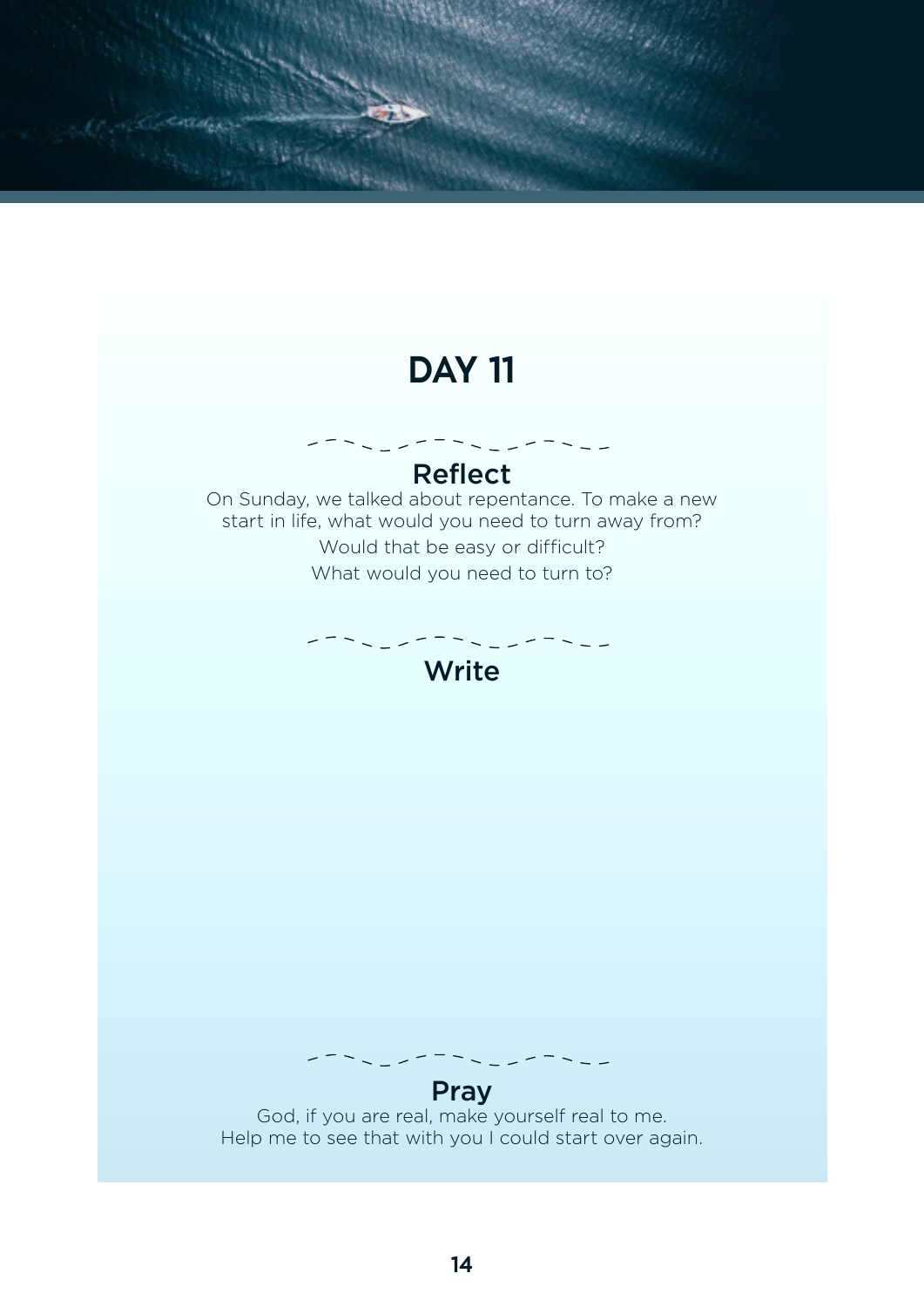# DAY 11

## Reflect

On Sunday, we talked about repentance. To make a new start in life, what would you need to turn away from?

Would that be easy or difficult?

What would you need to turn to?

## Write

## Pray

God, if you are real, make yourself real to me.
Help me to see that with you I could start over again.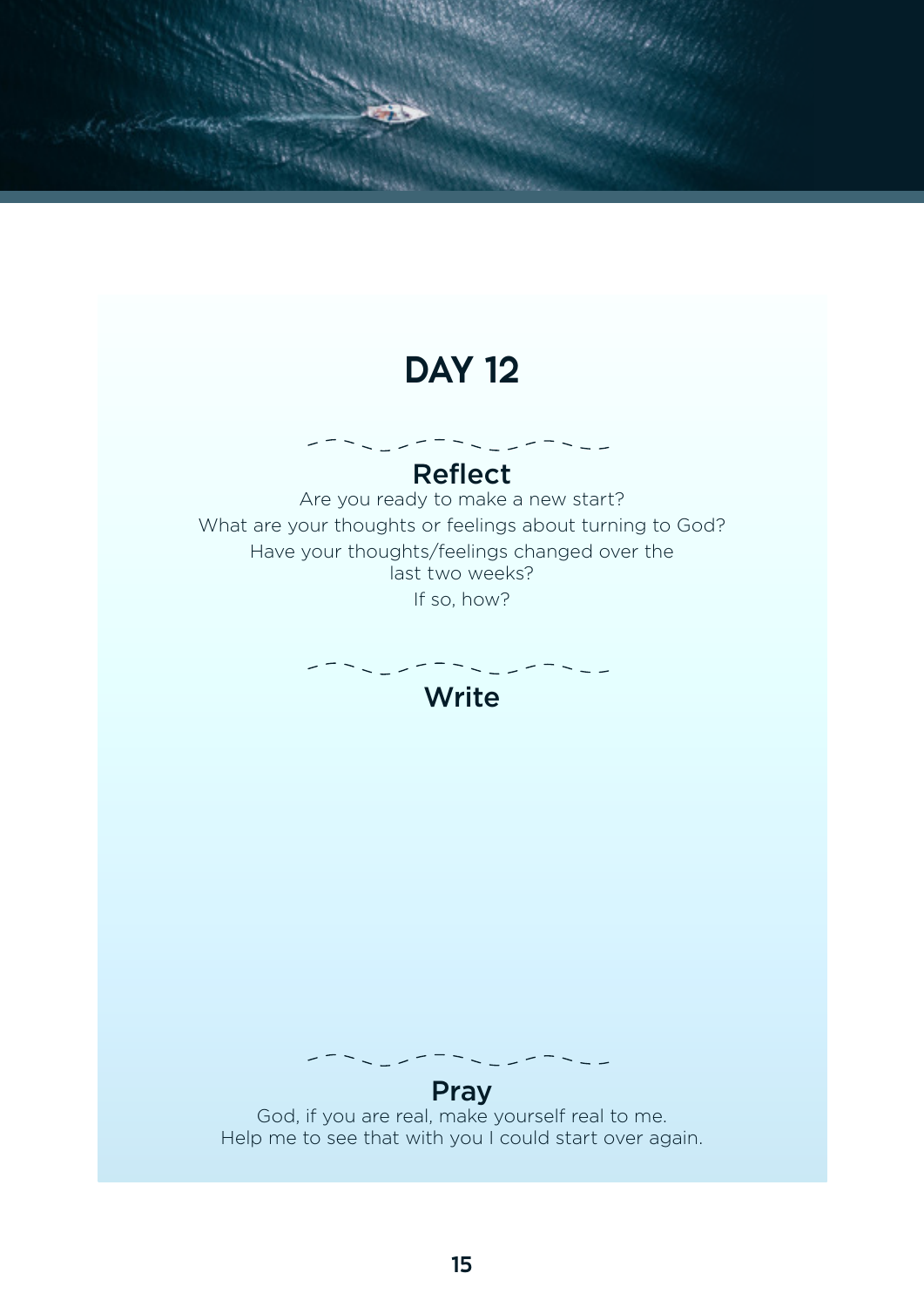# DAY 12

## Reflect

Are you ready to make a new start?

What are your thoughts or feelings about turning to God?

Have your thoughts/feelings changed over the last two weeks?

If so, how?

## Write

## Pray

God, if you are real, make yourself real to me.
Help me to see that with you I could start over again.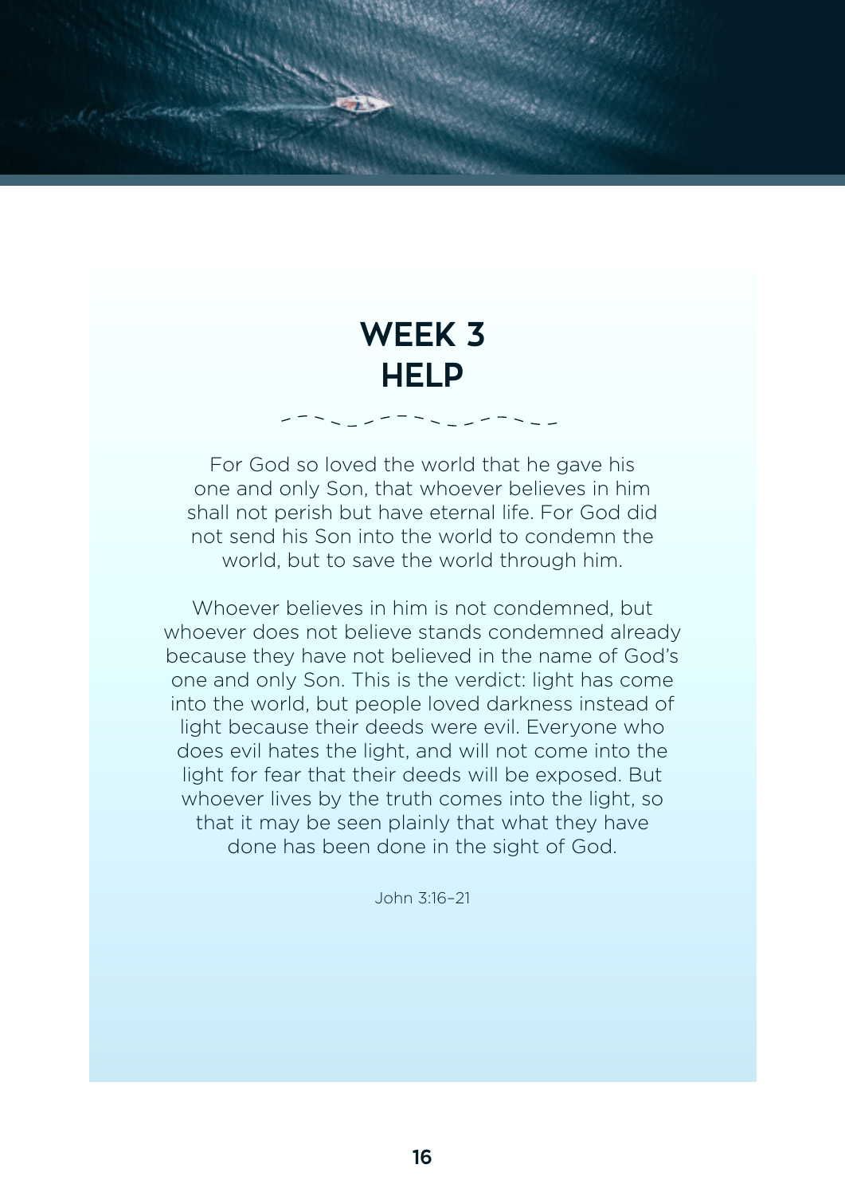# WEEK 3
# HELP

For God so loved the world that he gave his one and only Son, that whoever believes in him shall not perish but have eternal life. For God did not send his Son into the world to condemn the world, but to save the world through him.

Whoever believes in him is not condemned, but whoever does not believe stands condemned already because they have not believed in the name of God's one and only Son. This is the verdict: light has come into the world, but people loved darkness instead of light because their deeds were evil. Everyone who does evil hates the light, and will not come into the light for fear that their deeds will be exposed. But whoever lives by the truth comes into the light, so that it may be seen plainly that what they have done has been done in the sight of God.

John 3:16–21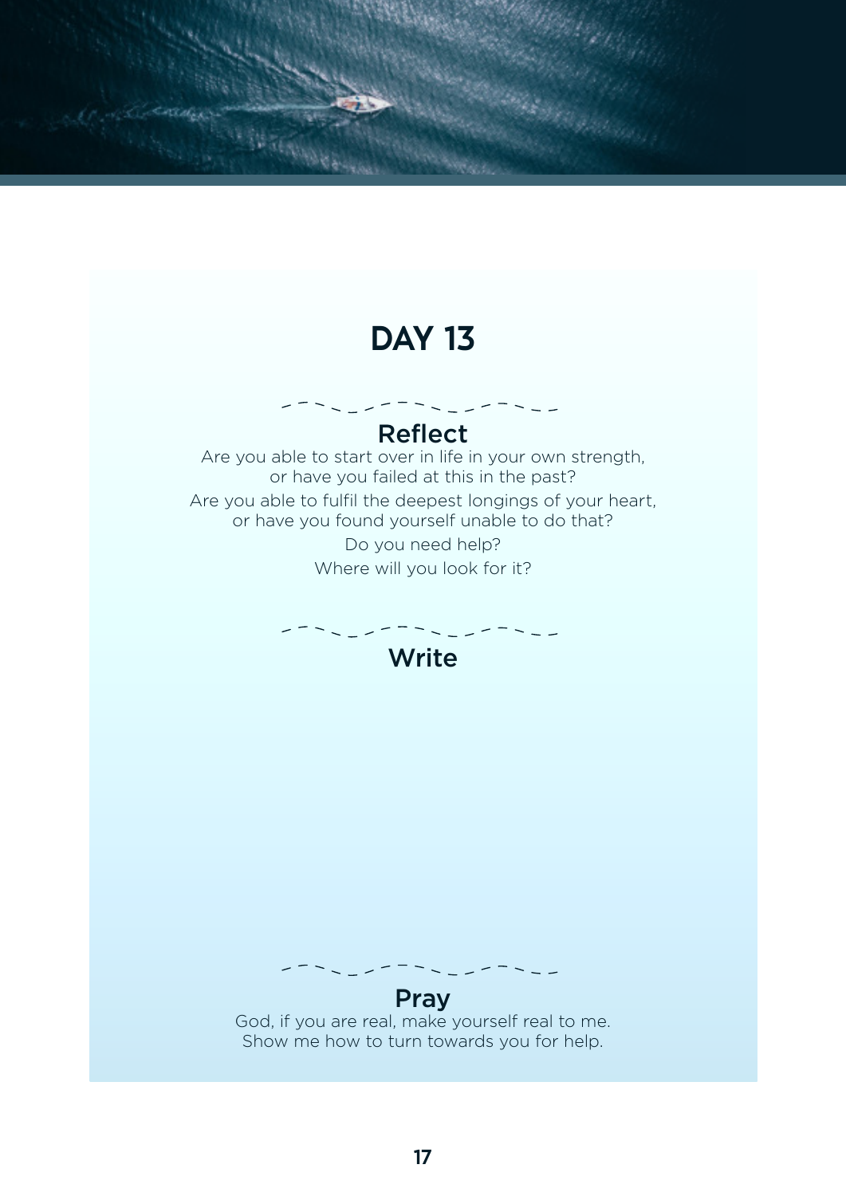# DAY 13

## Reflect

Are you able to start over in life in your own strength, or have you failed at this in the past?

Are you able to fulfil the deepest longings of your heart, or have you found yourself unable to do that?

Do you need help?

Where will you look for it?

## Write

## Pray

God, if you are real, make yourself real to me.
Show me how to turn towards you for help.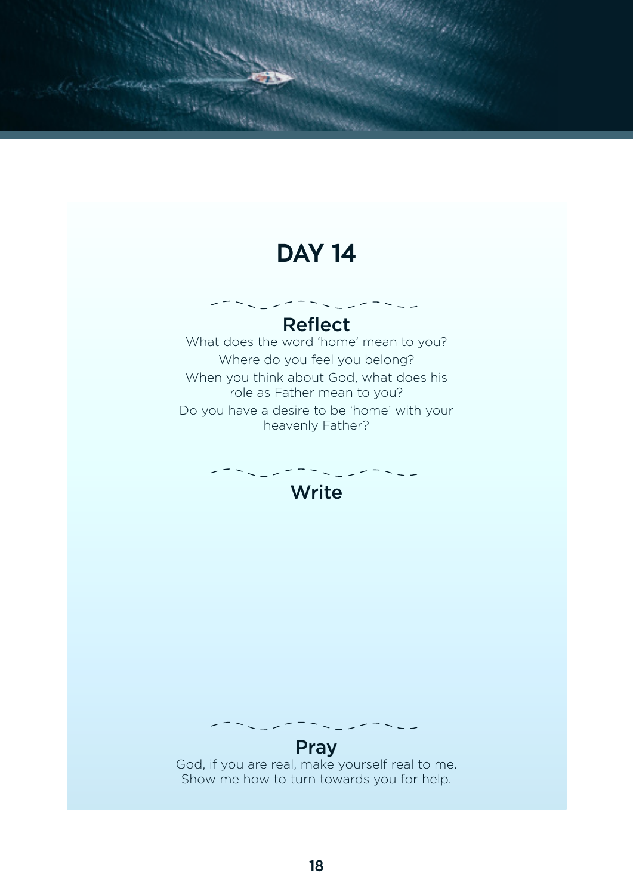# DAY 14

## Reflect

What does the word 'home' mean to you?

Where do you feel you belong?

When you think about God, what does his role as Father mean to you?

Do you have a desire to be 'home' with your heavenly Father?

## Write

## Pray

God, if you are real, make yourself real to me. Show me how to turn towards you for help.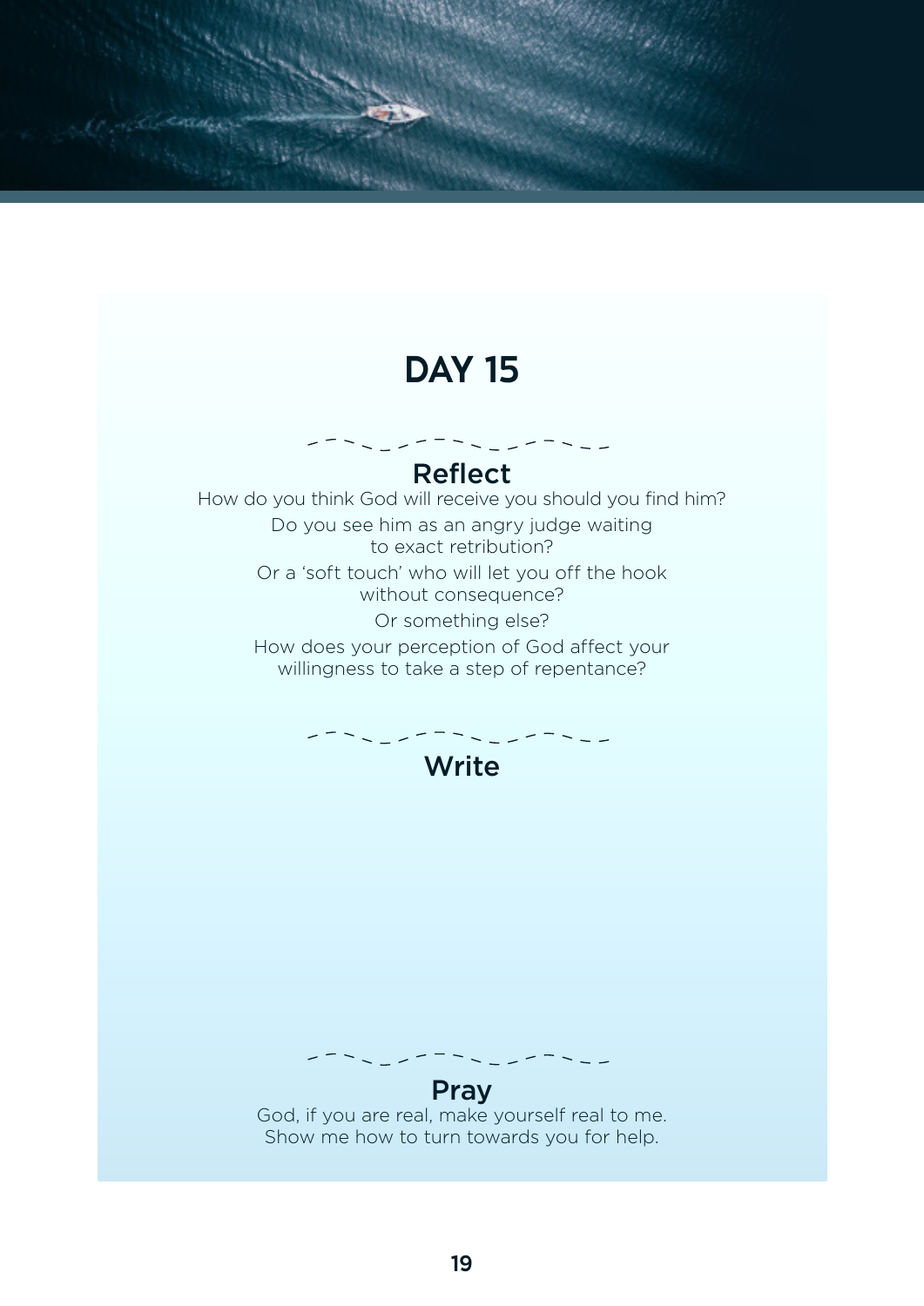# DAY 15

## Reflect

How do you think God will receive you should you find him?

Do you see him as an angry judge waiting to exact retribution?

Or a 'soft touch' who will let you off the hook without consequence?

Or something else?

How does your perception of God affect your willingness to take a step of repentance?

## Write

## Pray

God, if you are real, make yourself real to me.
Show me how to turn towards you for help.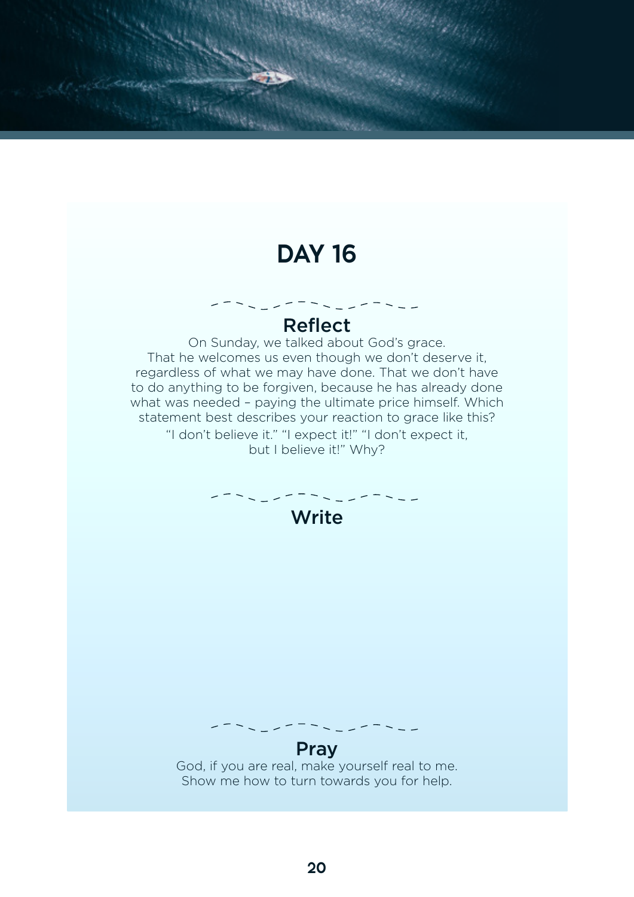# DAY 16

## Reflect

On Sunday, we talked about God's grace. That he welcomes us even though we don't deserve it, regardless of what we may have done. That we don't have to do anything to be forgiven, because he has already done what was needed – paying the ultimate price himself. Which statement best describes your reaction to grace like this?

"I don't believe it." "I expect it!" "I don't expect it, but I believe it!" Why?

## Write

## Pray

God, if you are real, make yourself real to me. Show me how to turn towards you for help.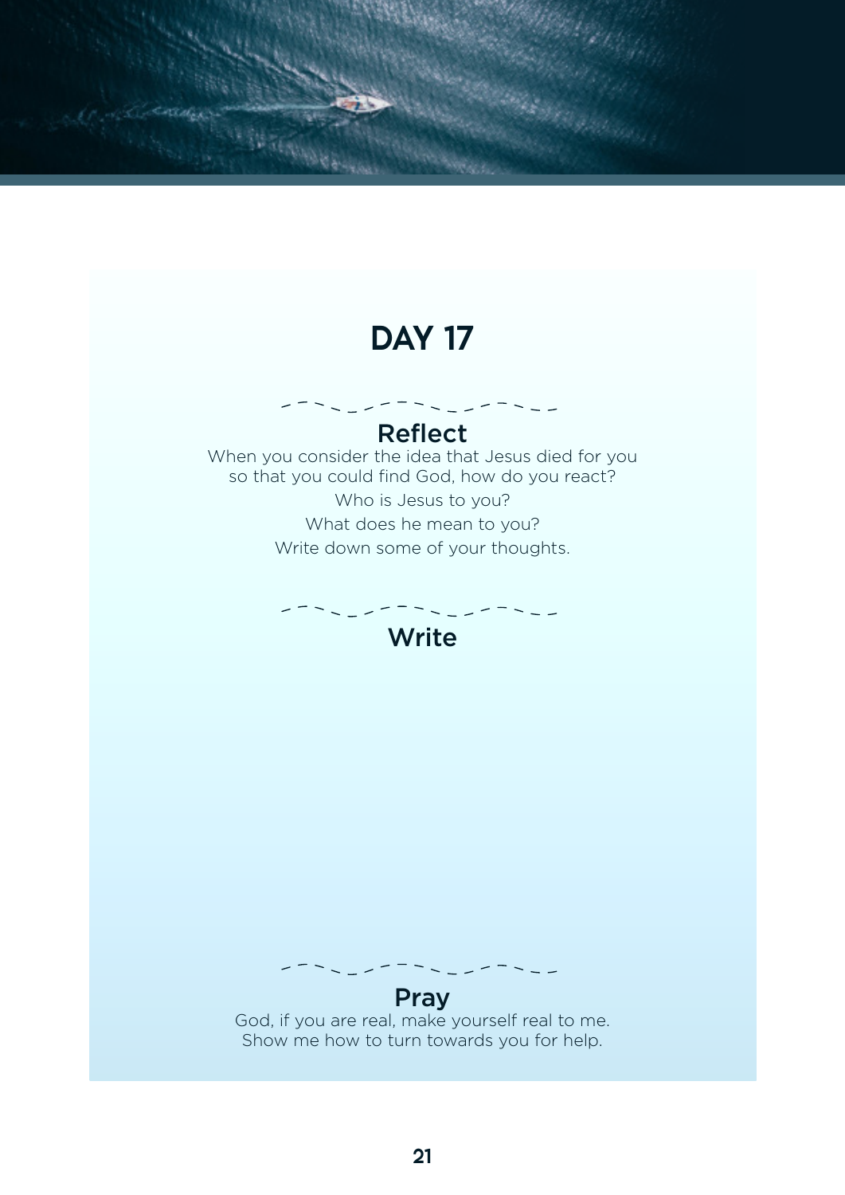# DAY 17

## Reflect

When you consider the idea that Jesus died for you so that you could find God, how do you react?

Who is Jesus to you?

What does he mean to you?

Write down some of your thoughts.

## Write

## Pray

God, if you are real, make yourself real to me.
Show me how to turn towards you for help.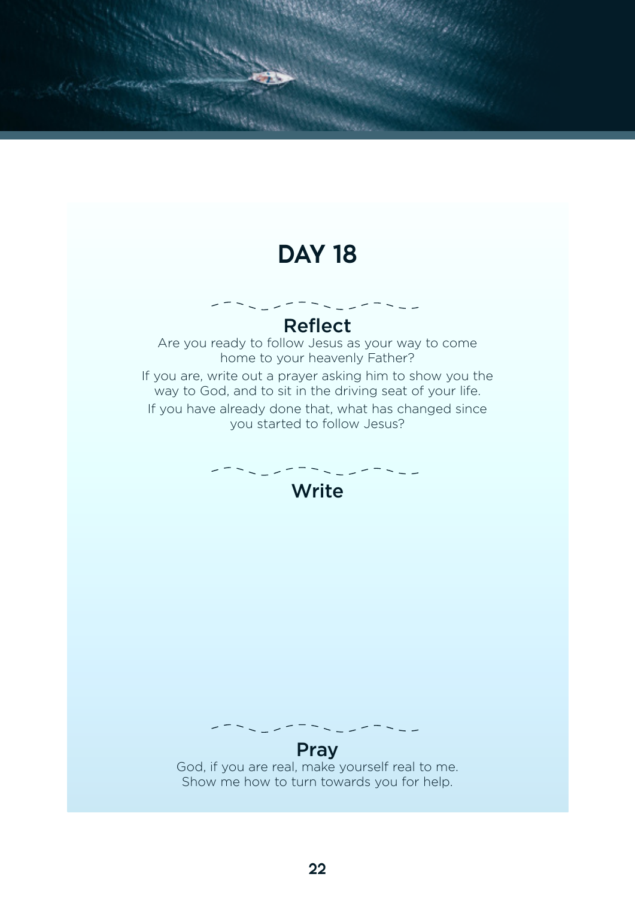# DAY 18

## Reflect

Are you ready to follow Jesus as your way to come home to your heavenly Father?

If you are, write out a prayer asking him to show you the way to God, and to sit in the driving seat of your life.

If you have already done that, what has changed since you started to follow Jesus?

## Write

## Pray

God, if you are real, make yourself real to me. Show me how to turn towards you for help.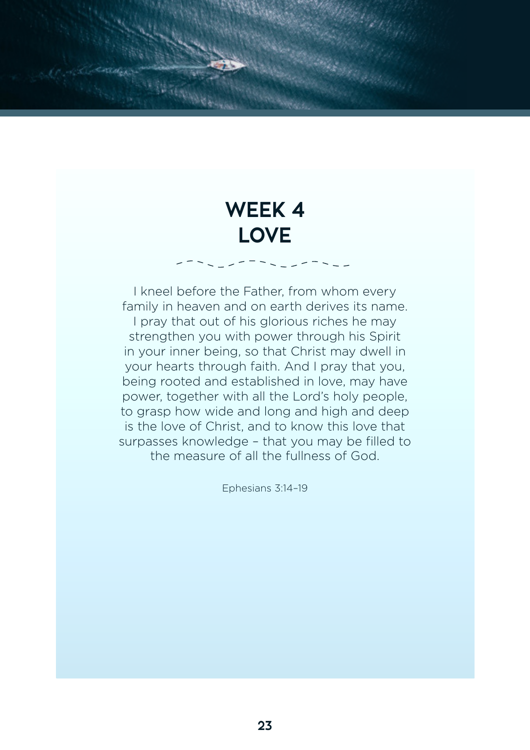# WEEK 4
# LOVE

I kneel before the Father, from whom every family in heaven and on earth derives its name. I pray that out of his glorious riches he may strengthen you with power through his Spirit in your inner being, so that Christ may dwell in your hearts through faith. And I pray that you, being rooted and established in love, may have power, together with all the Lord's holy people, to grasp how wide and long and high and deep is the love of Christ, and to know this love that surpasses knowledge – that you may be filled to the measure of all the fullness of God.

Ephesians 3:14–19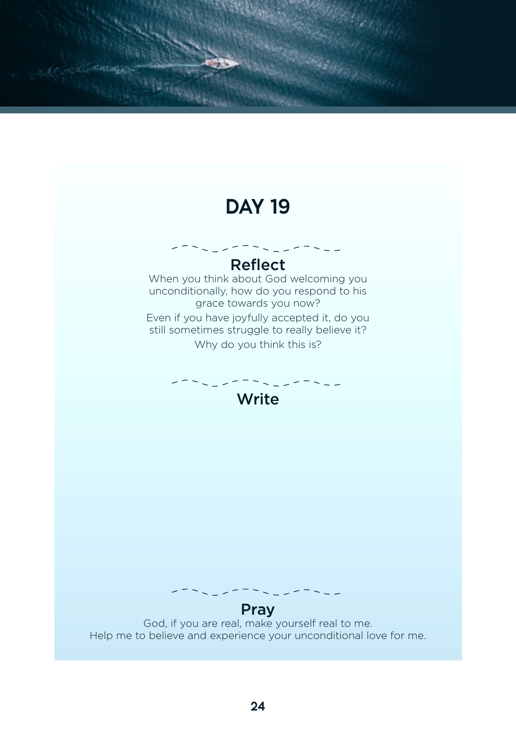# DAY 19

## Reflect

When you think about God welcoming you unconditionally, how do you respond to his grace towards you now?

Even if you have joyfully accepted it, do you still sometimes struggle to really believe it?

Why do you think this is?

## Write

## Pray

God, if you are real, make yourself real to me.
Help me to believe and experience your unconditional love for me.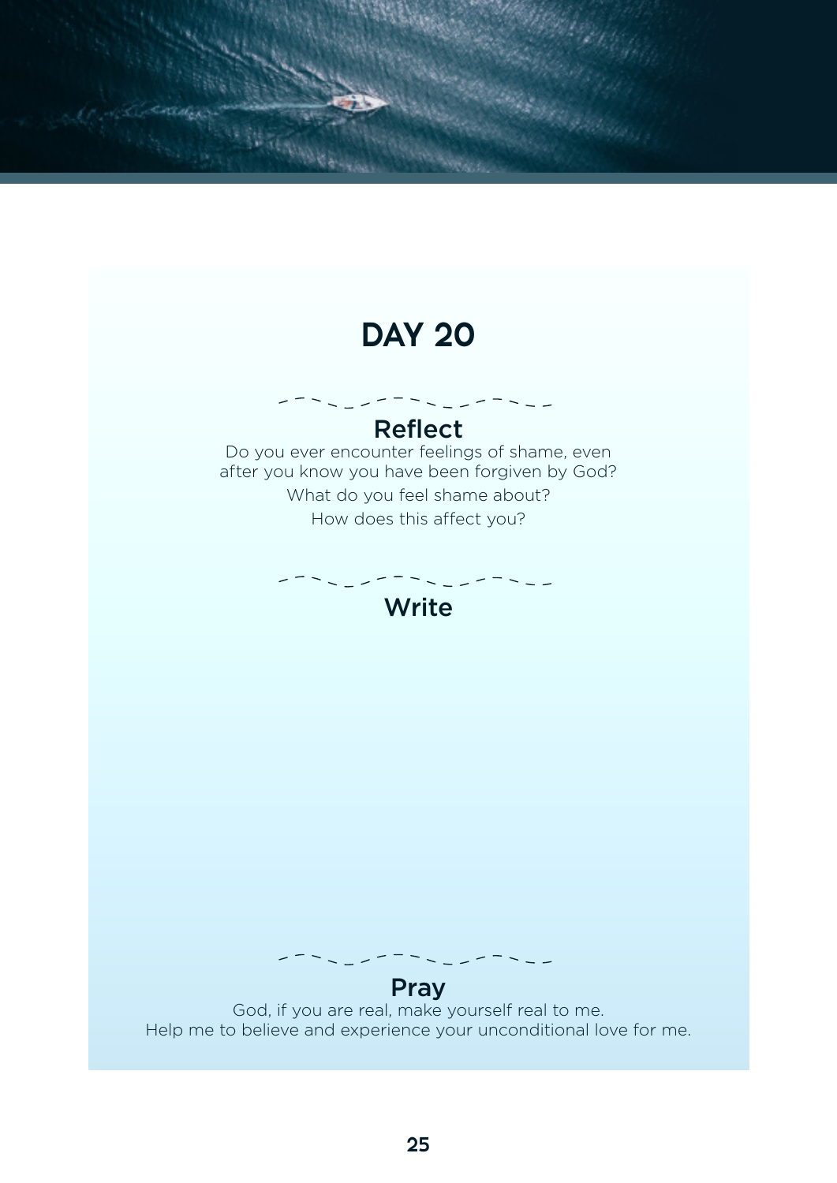# DAY 20

## Reflect

Do you ever encounter feelings of shame, even after you know you have been forgiven by God?

What do you feel shame about?

How does this affect you?

## Write

## Pray

God, if you are real, make yourself real to me.
Help me to believe and experience your unconditional love for me.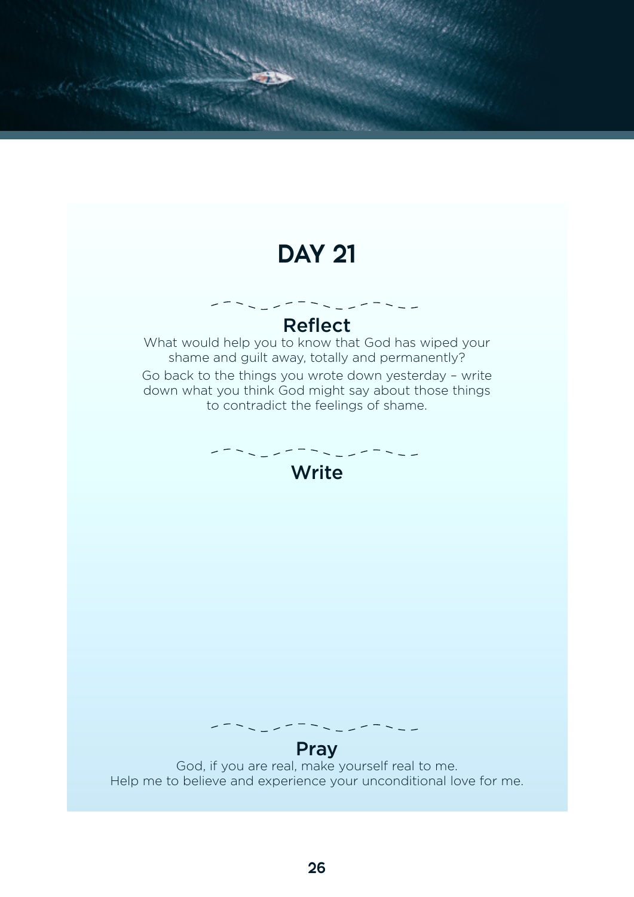# DAY 21

## Reflect

What would help you to know that God has wiped your shame and guilt away, totally and permanently?

Go back to the things you wrote down yesterday – write down what you think God might say about those things to contradict the feelings of shame.

## Write

## Pray

God, if you are real, make yourself real to me.
Help me to believe and experience your unconditional love for me.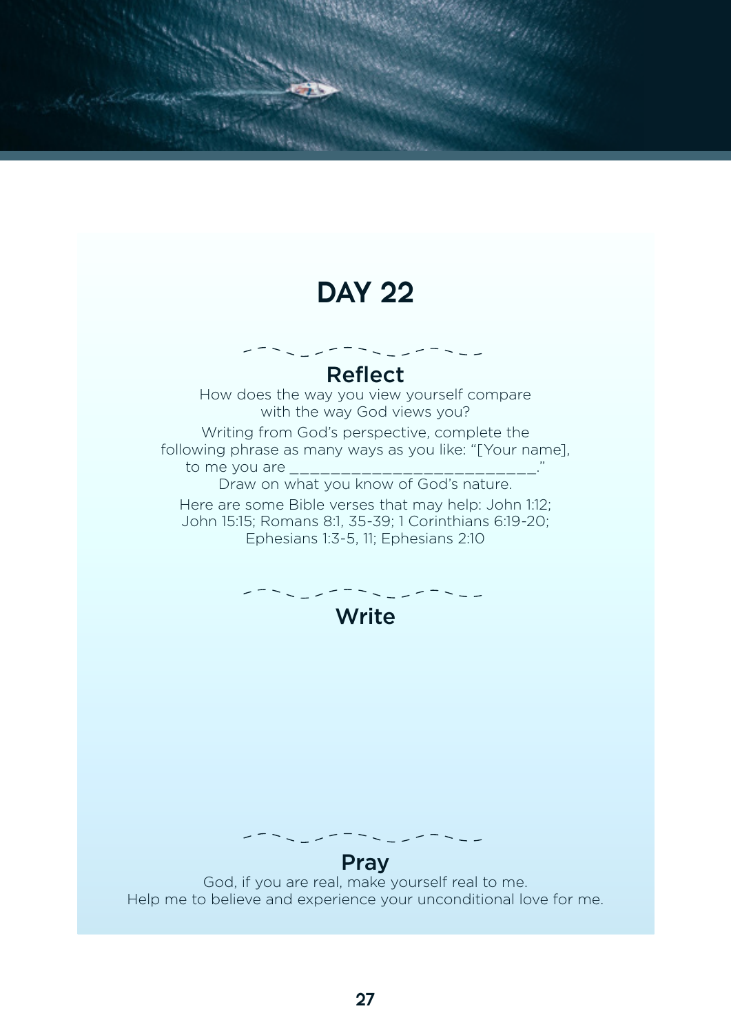# DAY 22

## Reflect

How does the way you view yourself compare with the way God views you?

Writing from God's perspective, complete the following phrase as many ways as you like: "[Your name], to me you are ___________________________."
Draw on what you know of God's nature.

Here are some Bible verses that may help: John 1:12; John 15:15; Romans 8:1, 35-39; 1 Corinthians 6:19-20; Ephesians 1:3-5, 11; Ephesians 2:10

## Write

## Pray

God, if you are real, make yourself real to me.
Help me to believe and experience your unconditional love for me.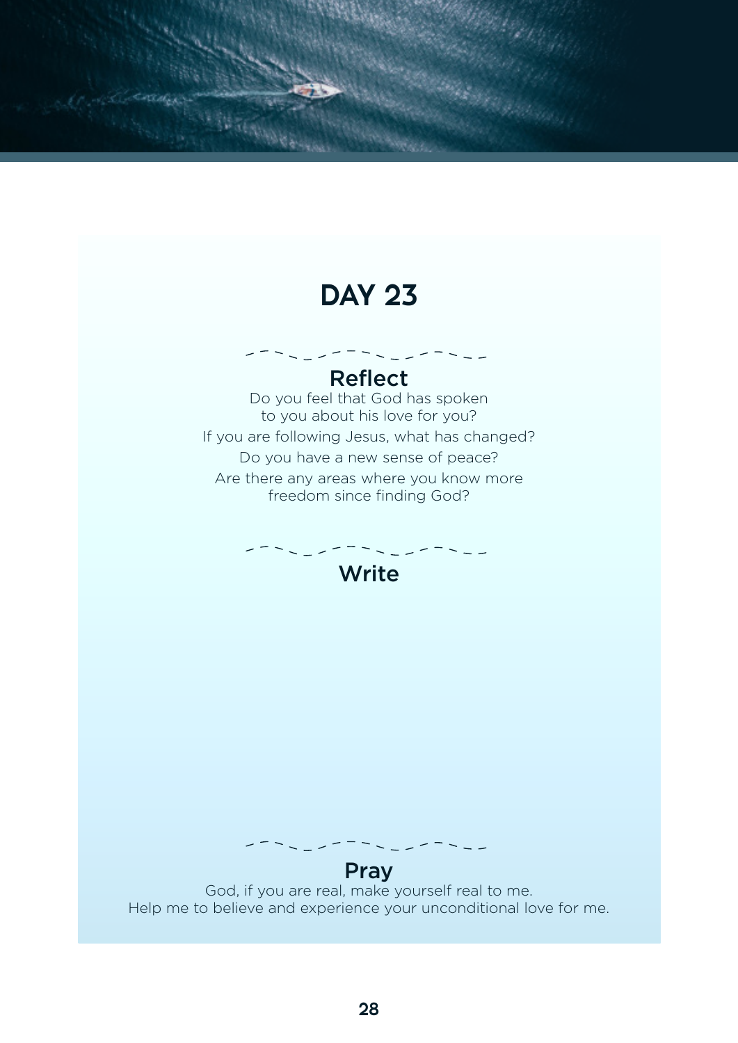# DAY 23

## Reflect

Do you feel that God has spoken to you about his love for you?

If you are following Jesus, what has changed?

Do you have a new sense of peace?

Are there any areas where you know more freedom since finding God?

## Write

## Pray

God, if you are real, make yourself real to me.
Help me to believe and experience your unconditional love for me.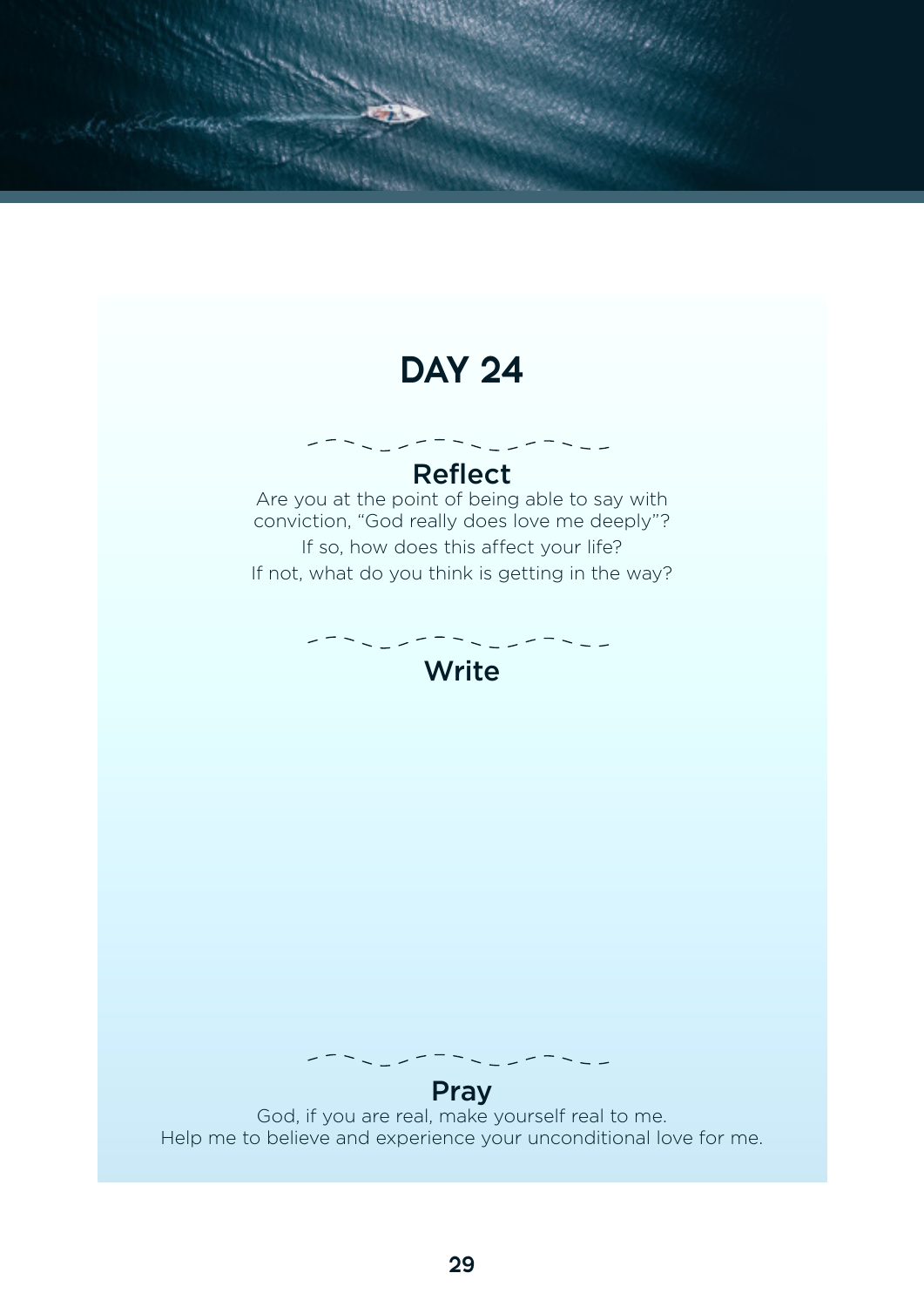# DAY 24

## Reflect

Are you at the point of being able to say with conviction, “God really does love me deeply”?

If so, how does this affect your life?

If not, what do you think is getting in the way?

## Write

## Pray

God, if you are real, make yourself real to me.
Help me to believe and experience your unconditional love for me.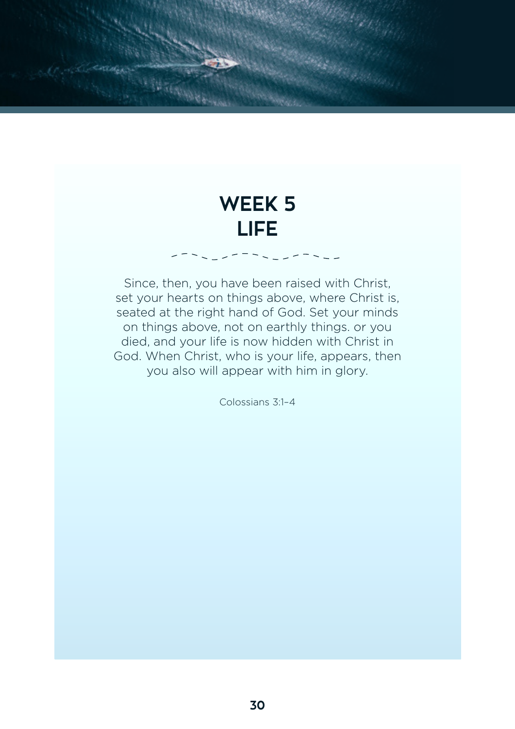# WEEK 5
# LIFE

Since, then, you have been raised with Christ, set your hearts on things above, where Christ is, seated at the right hand of God. Set your minds on things above, not on earthly things. or you died, and your life is now hidden with Christ in God. When Christ, who is your life, appears, then you also will appear with him in glory.

Colossians 3:1–4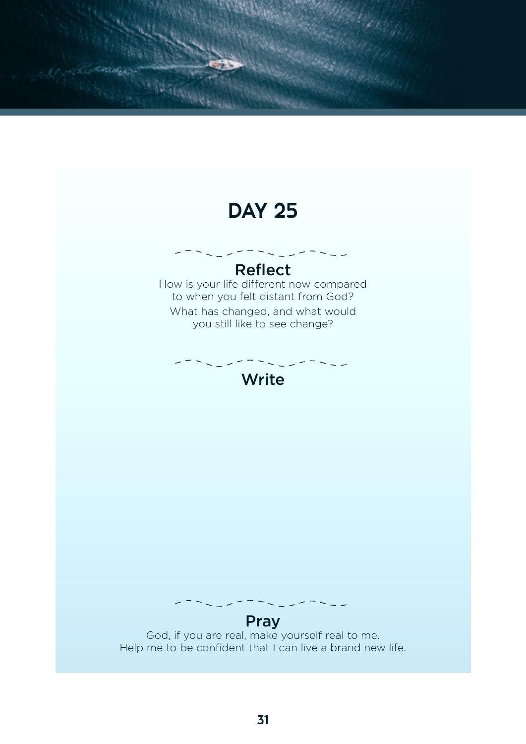# DAY 25

## Reflect

How is your life different now compared to when you felt distant from God?

What has changed, and what would you still like to see change?

## Write

## Pray

God, if you are real, make yourself real to me.
Help me to be confident that I can live a brand new life.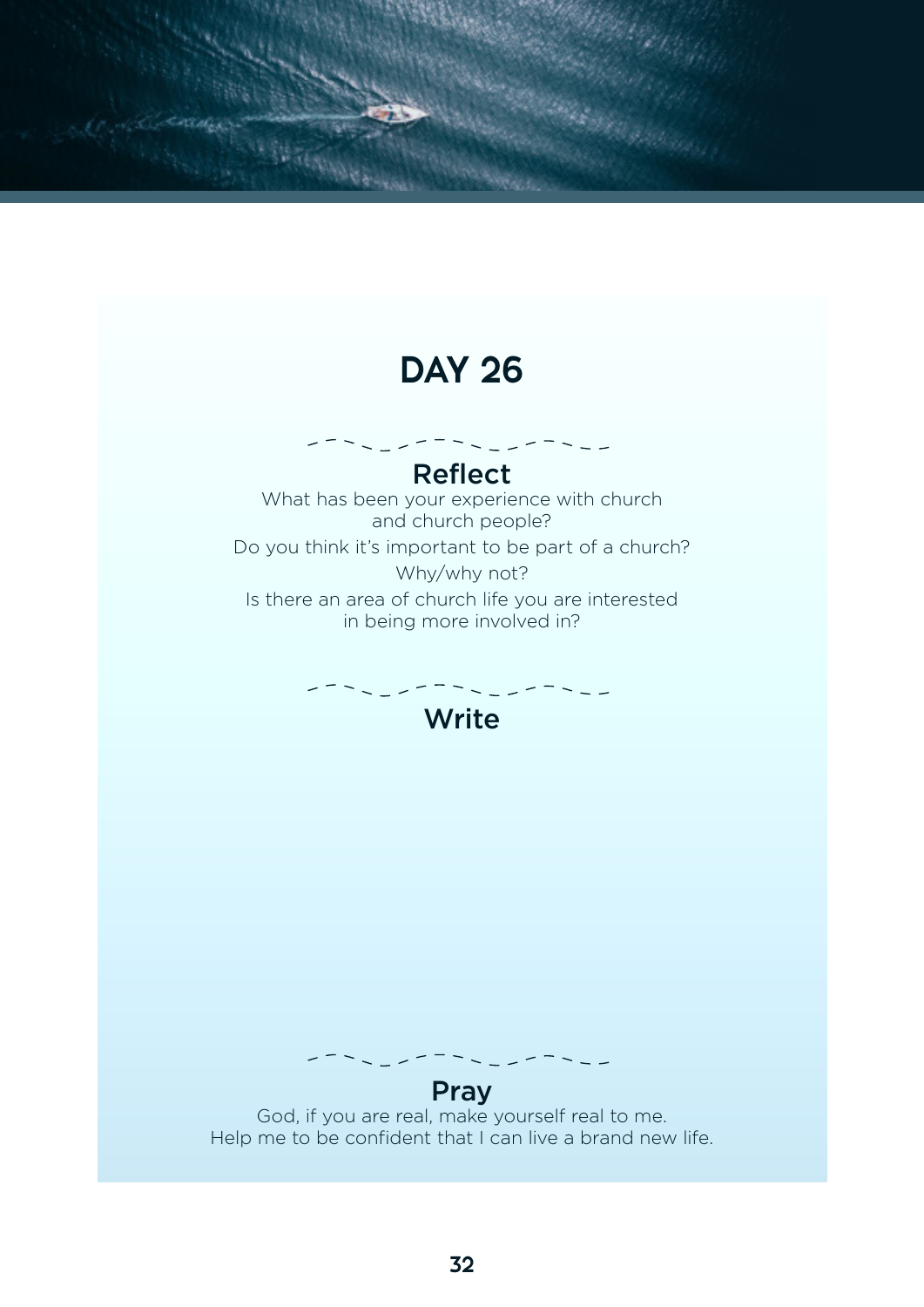# DAY 26

## Reflect

What has been your experience with church and church people?

Do you think it's important to be part of a church?

Why/why not?

Is there an area of church life you are interested in being more involved in?

## Write

## Pray

God, if you are real, make yourself real to me.
Help me to be confident that I can live a brand new life.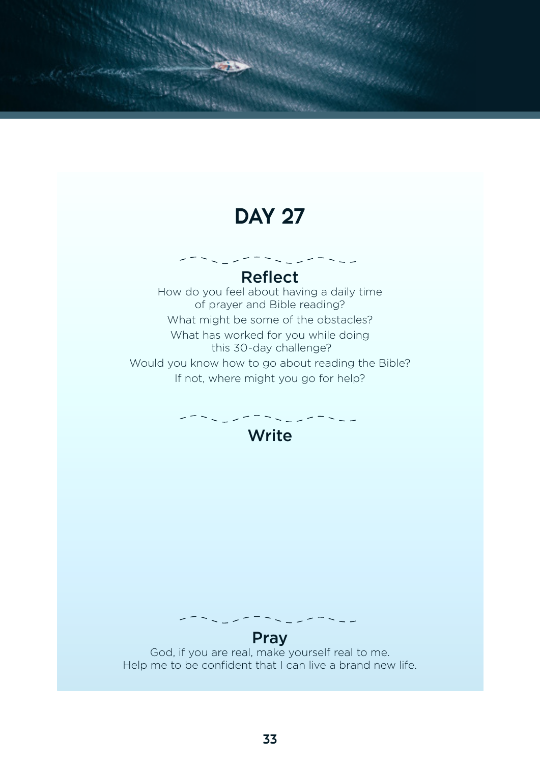# DAY 27

## Reflect

How do you feel about having a daily time of prayer and Bible reading?

What might be some of the obstacles?

What has worked for you while doing this 30-day challenge?

Would you know how to go about reading the Bible?

If not, where might you go for help?

## Write

## Pray

God, if you are real, make yourself real to me.
Help me to be confident that I can live a brand new life.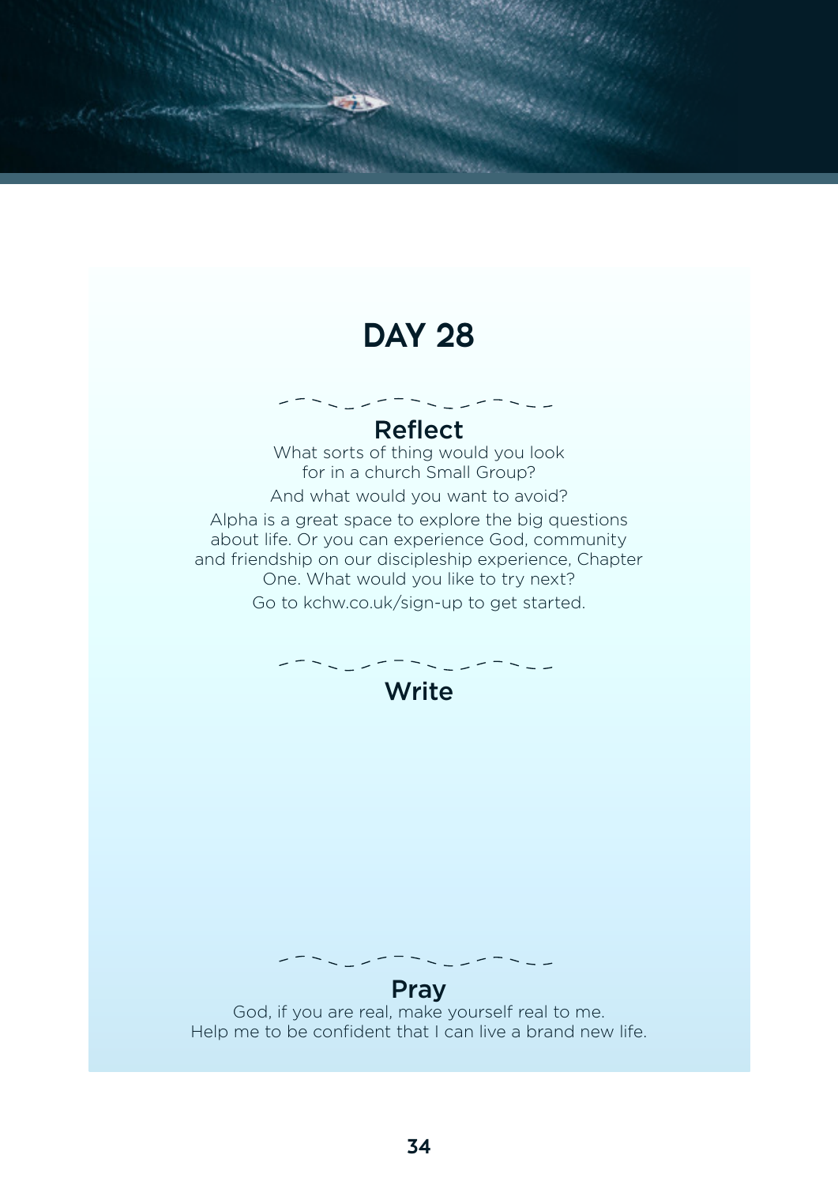# DAY 28

## Reflect

What sorts of thing would you look for in a church Small Group?

And what would you want to avoid?

Alpha is a great space to explore the big questions about life. Or you can experience God, community and friendship on our discipleship experience, Chapter One. What would you like to try next?

Go to kchw.co.uk/sign-up to get started.

## Write

## Pray

God, if you are real, make yourself real to me.
Help me to be confident that I can live a brand new life.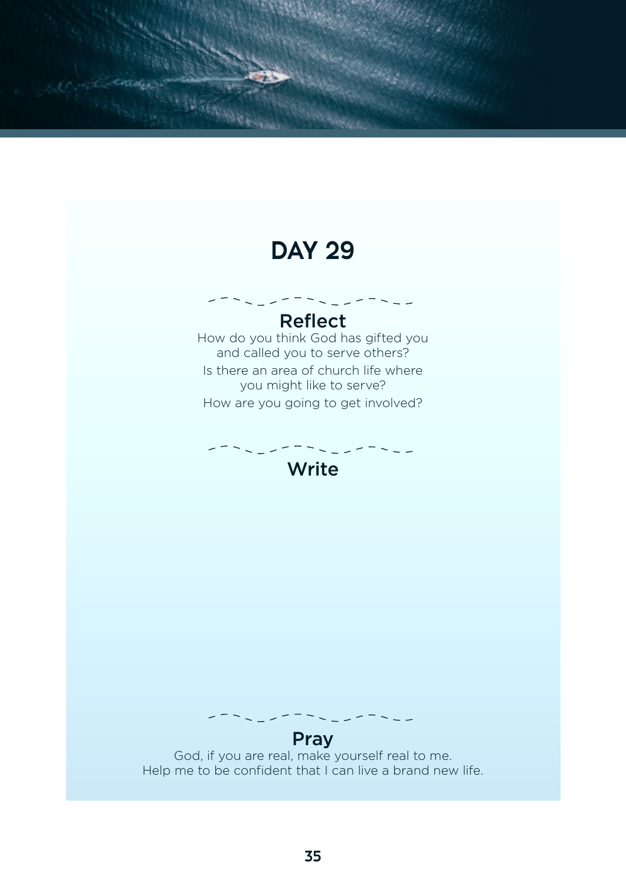# DAY 29

## Reflect

How do you think God has gifted you and called you to serve others?

Is there an area of church life where you might like to serve?

How are you going to get involved?

## Write

## Pray

God, if you are real, make yourself real to me.
Help me to be confident that I can live a brand new life.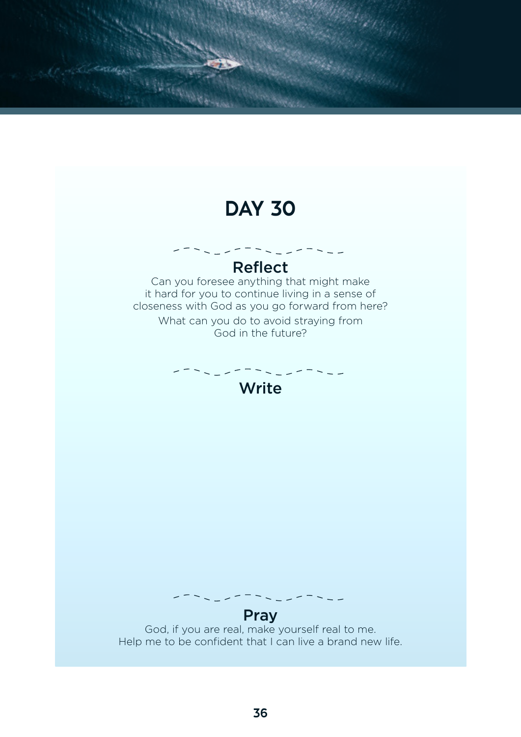# DAY 30

## Reflect

Can you foresee anything that might make it hard for you to continue living in a sense of closeness with God as you go forward from here?

What can you do to avoid straying from God in the future?

## Write

## Pray

God, if you are real, make yourself real to me.
Help me to be confident that I can live a brand new life.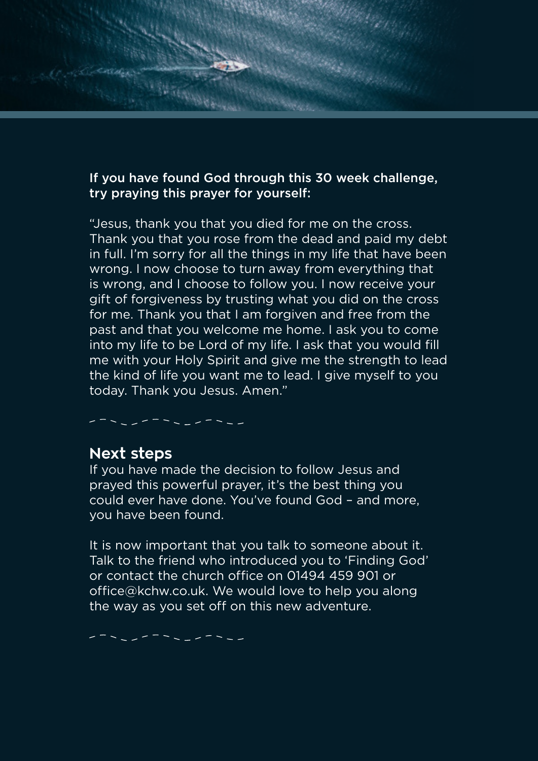**If you have found God through this 30 week challenge, try praying this prayer for yourself:**

"Jesus, thank you that you died for me on the cross. Thank you that you rose from the dead and paid my debt in full. I'm sorry for all the things in my life that have been wrong. I now choose to turn away from everything that is wrong, and I choose to follow you. I now receive your gift of forgiveness by trusting what you did on the cross for me. Thank you that I am forgiven and free from the past and that you welcome me home. I ask you to come into my life to be Lord of my life. I ask that you would fill me with your Holy Spirit and give me the strength to lead the kind of life you want me to lead. I give myself to you today. Thank you Jesus. Amen."

## Next steps

If you have made the decision to follow Jesus and prayed this powerful prayer, it's the best thing you could ever have done. You've found God – and more, you have been found.

It is now important that you talk to someone about it. Talk to the friend who introduced you to 'Finding God' or contact the church office on 01494 459 901 or office@kchw.co.uk. We would love to help you along the way as you set off on this new adventure.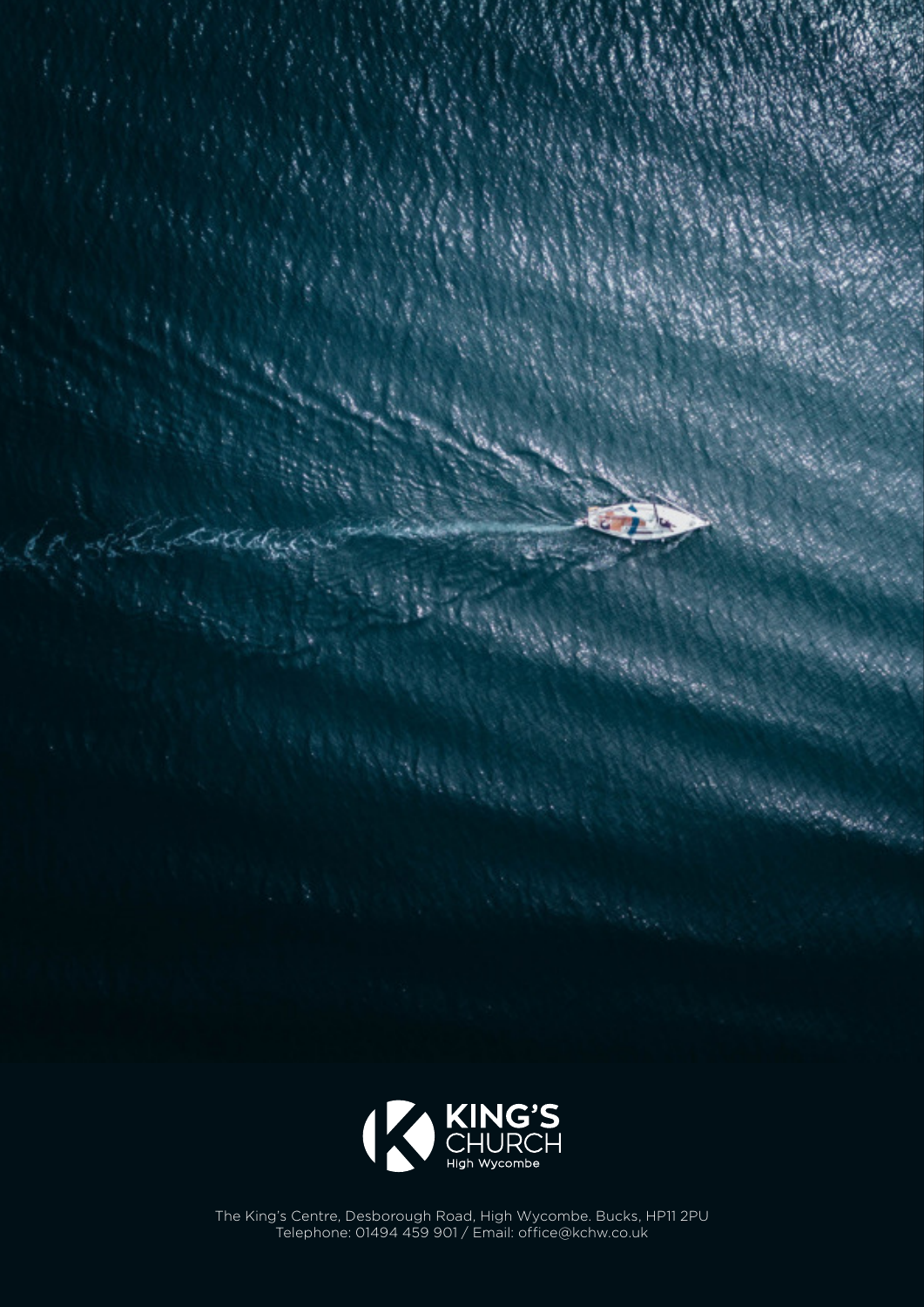KING'S CHURCH
High Wycombe

The King's Centre, Desborough Road, High Wycombe. Bucks, HP11 2PU
Telephone: 01494 459 901 / Email: office@kchw.co.uk